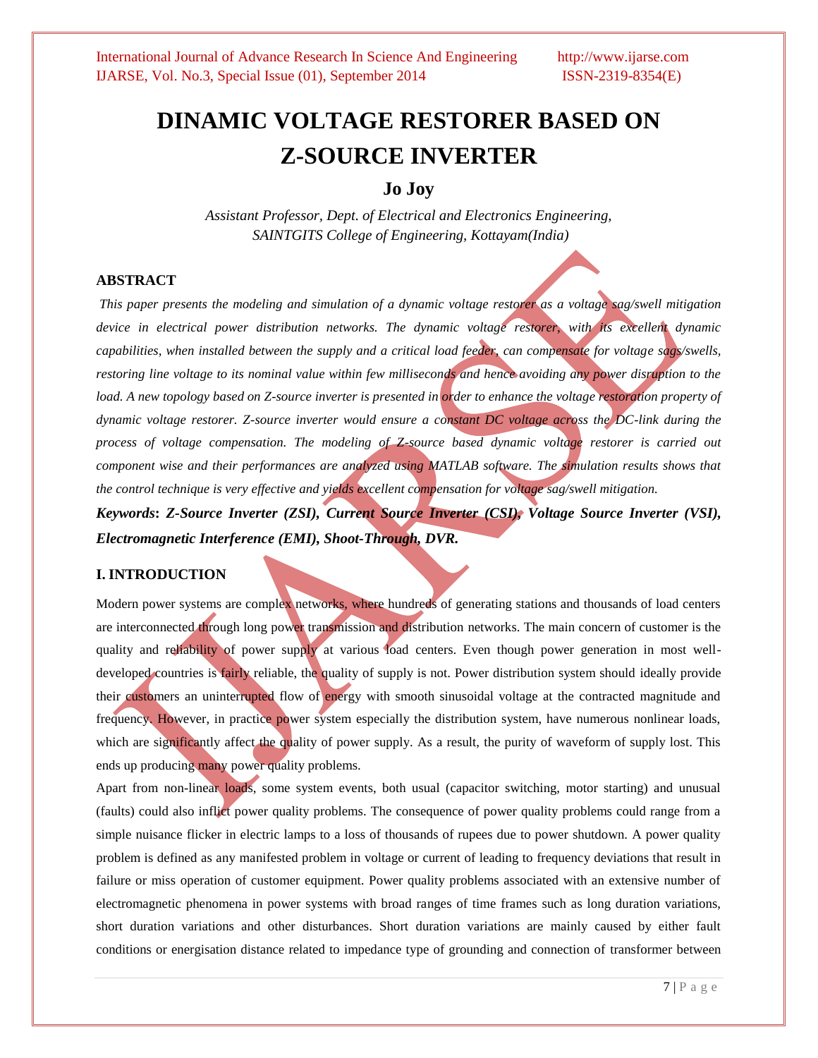# DINAMIC VOLTAGE RESTORER BASED ON Z-SOURCE INVERTER

**Jo Joy**

*Assistant Professor, Dept. of Electrical and Electronics Engineering, SAINTGITS College of Engineering, Kottayam(India)*

## ABSTRACT

*This paper presents the modeling and simulation of a dynamic voltage restorer as a voltage sag/swell mitigation device in electrical power distribution networks. The dynamic voltage restorer, with its excellent dynamic capabilities, when installed between the supply and a critical load feeder, can compensate for voltage sags/swells, restoring line voltage to its nominal value within few milliseconds and hence avoiding any power disruption to the load. A new topology based on Z-source inverter is presented in order to enhance the voltage restoration property of dynamic voltage restorer. Z-source inverter would ensure a constant DC voltage across the DC-link during the process of voltage compensation. The modeling of Z-source based dynamic voltage restorer is carried out component wise and their performances are analyzed using MATLAB software. The simulation results shows that the control technique is very effective and yields excellent compensation for voltage sag/swell mitigation.*

***Keywords*: Z-Source Inverter (ZSI), Current Source Inverter (CSI), Voltage Source Inverter (VSI), Electromagnetic Interference (EMI), Shoot-Through, DVR.**

## I. INTRODUCTION

Modern power systems are complex networks, where hundreds of generating stations and thousands of load centers are interconnected through long power transmission and distribution networks. The main concern of customer is the quality and reliability of power supply at various load centers. Even though power generation in most well-developed countries is fairly reliable, the quality of supply is not. Power distribution system should ideally provide their customers an uninterrupted flow of energy with smooth sinusoidal voltage at the contracted magnitude and frequency. However, in practice power system especially the distribution system, have numerous nonlinear loads, which are significantly affect the quality of power supply. As a result, the purity of waveform of supply lost. This ends up producing many power quality problems.

Apart from non-linear loads, some system events, both usual (capacitor switching, motor starting) and unusual (faults) could also inflict power quality problems. The consequence of power quality problems could range from a simple nuisance flicker in electric lamps to a loss of thousands of rupees due to power shutdown. A power quality problem is defined as any manifested problem in voltage or current of leading to frequency deviations that result in failure or miss operation of customer equipment. Power quality problems associated with an extensive number of electromagnetic phenomena in power systems with broad ranges of time frames such as long duration variations, short duration variations and other disturbances. Short duration variations are mainly caused by either fault conditions or energisation distance related to impedance type of grounding and connection of transformer between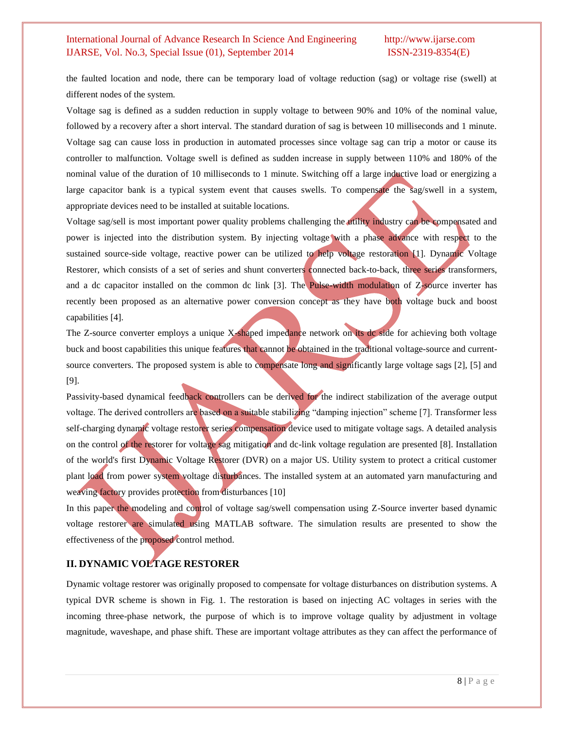the faulted location and node, there can be temporary load of voltage reduction (sag) or voltage rise (swell) at different nodes of the system.

Voltage sag is defined as a sudden reduction in supply voltage to between 90% and 10% of the nominal value, followed by a recovery after a short interval. The standard duration of sag is between 10 milliseconds and 1 minute. Voltage sag can cause loss in production in automated processes since voltage sag can trip a motor or cause its controller to malfunction. Voltage swell is defined as sudden increase in supply between 110% and 180% of the nominal value of the duration of 10 milliseconds to 1 minute. Switching off a large inductive load or energizing a large capacitor bank is a typical system event that causes swells. To compensate the sag/swell in a system, appropriate devices need to be installed at suitable locations.

Voltage sag/sell is most important power quality problems challenging the utility industry can be compensated and power is injected into the distribution system. By injecting voltage with a phase advance with respect to the sustained source-side voltage, reactive power can be utilized to help voltage restoration [1]. Dynamic Voltage Restorer, which consists of a set of series and shunt converters connected back-to-back, three series transformers, and a dc capacitor installed on the common dc link [3]. The Pulse-width modulation of Z-source inverter has recently been proposed as an alternative power conversion concept as they have both voltage buck and boost capabilities [4].

The Z-source converter employs a unique X-shaped impedance network on its dc side for achieving both voltage buck and boost capabilities this unique features that cannot be obtained in the traditional voltage-source and current-source converters. The proposed system is able to compensate long and significantly large voltage sags [2], [5] and [9].

Passivity-based dynamical feedback controllers can be derived for the indirect stabilization of the average output voltage. The derived controllers are based on a suitable stabilizing "damping injection" scheme [7]. Transformer less self-charging dynamic voltage restorer series compensation device used to mitigate voltage sags. A detailed analysis on the control of the restorer for voltage sag mitigation and dc-link voltage regulation are presented [8]. Installation of the world's first Dynamic Voltage Restorer (DVR) on a major US. Utility system to protect a critical customer plant load from power system voltage disturbances. The installed system at an automated yarn manufacturing and weaving factory provides protection from disturbances [10]

In this paper the modeling and control of voltage sag/swell compensation using Z-Source inverter based dynamic voltage restorer are simulated using MATLAB software. The simulation results are presented to show the effectiveness of the proposed control method.

## II. DYNAMIC VOLTAGE RESTORER

Dynamic voltage restorer was originally proposed to compensate for voltage disturbances on distribution systems. A typical DVR scheme is shown in Fig. 1. The restoration is based on injecting AC voltages in series with the incoming three-phase network, the purpose of which is to improve voltage quality by adjustment in voltage magnitude, waveshape, and phase shift. These are important voltage attributes as they can affect the performance of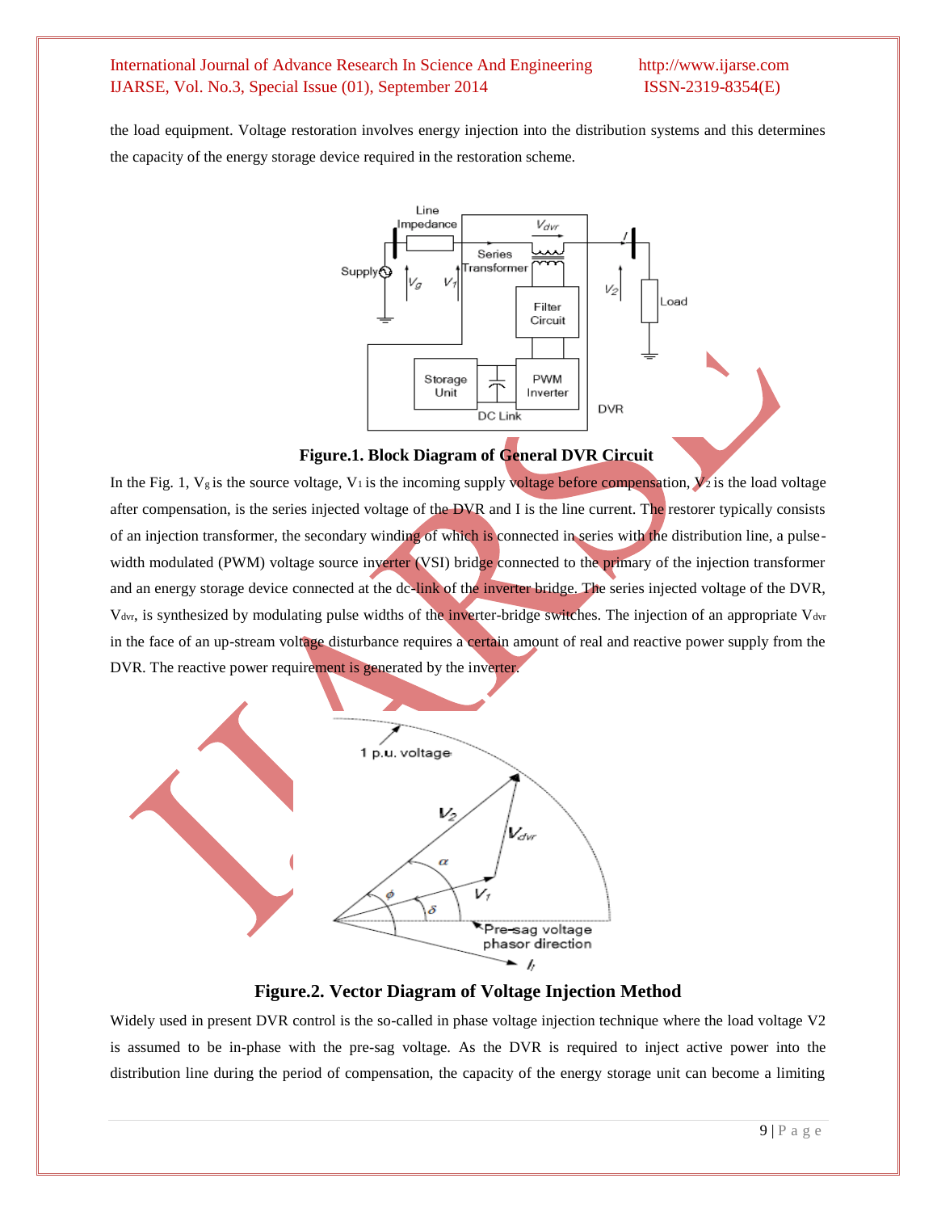the load equipment. Voltage restoration involves energy injection into the distribution systems and this determines the capacity of the energy storage device required in the restoration scheme.

**Figure.1. Block Diagram of General DVR Circuit**

In the Fig. 1, $V_g$ is the source voltage, $V_1$ is the incoming supply voltage before compensation, $V_2$ is the load voltage after compensation, is the series injected voltage of the DVR and I is the line current. The restorer typically consists of an injection transformer, the secondary winding of which is connected in series with the distribution line, a pulse-width modulated (PWM) voltage source inverter (VSI) bridge connected to the primary of the injection transformer and an energy storage device connected at the dc-link of the inverter bridge. The series injected voltage of the DVR, $V_{dvr}$, is synthesized by modulating pulse widths of the inverter-bridge switches. The injection of an appropriate $V_{dvr}$ in the face of an up-stream voltage disturbance requires a certain amount of real and reactive power supply from the DVR. The reactive power requirement is generated by the inverter.

**Figure.2. Vector Diagram of Voltage Injection Method**

Widely used in present DVR control is the so-called in phase voltage injection technique where the load voltage V2 is assumed to be in-phase with the pre-sag voltage. As the DVR is required to inject active power into the distribution line during the period of compensation, the capacity of the energy storage unit can become a limiting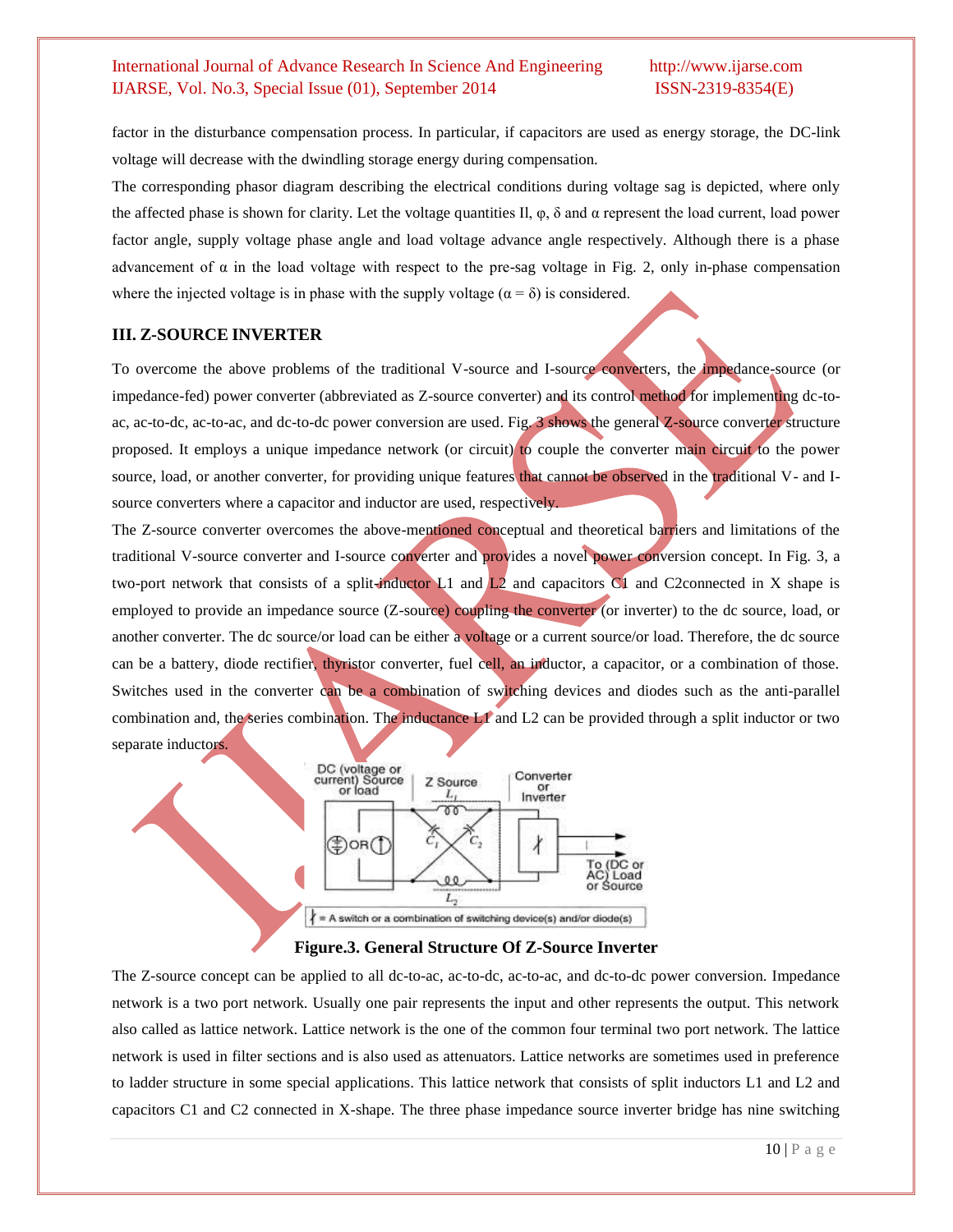factor in the disturbance compensation process. In particular, if capacitors are used as energy storage, the DC-link voltage will decrease with the dwindling storage energy during compensation.

The corresponding phasor diagram describing the electrical conditions during voltage sag is depicted, where only the affected phase is shown for clarity. Let the voltage quantities Il, φ, δ and α represent the load current, load power factor angle, supply voltage phase angle and load voltage advance angle respectively. Although there is a phase advancement of α in the load voltage with respect to the pre-sag voltage in Fig. 2, only in-phase compensation where the injected voltage is in phase with the supply voltage (α = δ) is considered.

## III. Z-SOURCE INVERTER

To overcome the above problems of the traditional V-source and I-source converters, the impedance-source (or impedance-fed) power converter (abbreviated as Z-source converter) and its control method for implementing dc-to-ac, ac-to-dc, ac-to-ac, and dc-to-dc power conversion are used. Fig. 3 shows the general Z-source converter structure proposed. It employs a unique impedance network (or circuit) to couple the converter main circuit to the power source, load, or another converter, for providing unique features that cannot be observed in the traditional V- and I-source converters where a capacitor and inductor are used, respectively.

The Z-source converter overcomes the above-mentioned conceptual and theoretical barriers and limitations of the traditional V-source converter and I-source converter and provides a novel power conversion concept. In Fig. 3, a two-port network that consists of a split-inductor L1 and L2 and capacitors C1 and C2connected in X shape is employed to provide an impedance source (Z-source) coupling the converter (or inverter) to the dc source, load, or another converter. The dc source/or load can be either a voltage or a current source/or load. Therefore, the dc source can be a battery, diode rectifier, thyristor converter, fuel cell, an inductor, a capacitor, or a combination of those. Switches used in the converter can be a combination of switching devices and diodes such as the anti-parallel combination and, the series combination. The inductance L1 and L2 can be provided through a split inductor or two separate inductors.

**Figure.3. General Structure Of Z-Source Inverter**

The Z-source concept can be applied to all dc-to-ac, ac-to-dc, ac-to-ac, and dc-to-dc power conversion. Impedance network is a two port network. Usually one pair represents the input and other represents the output. This network also called as lattice network. Lattice network is the one of the common four terminal two port network. The lattice network is used in filter sections and is also used as attenuators. Lattice networks are sometimes used in preference to ladder structure in some special applications. This lattice network that consists of split inductors L1 and L2 and capacitors C1 and C2 connected in X-shape. The three phase impedance source inverter bridge has nine switching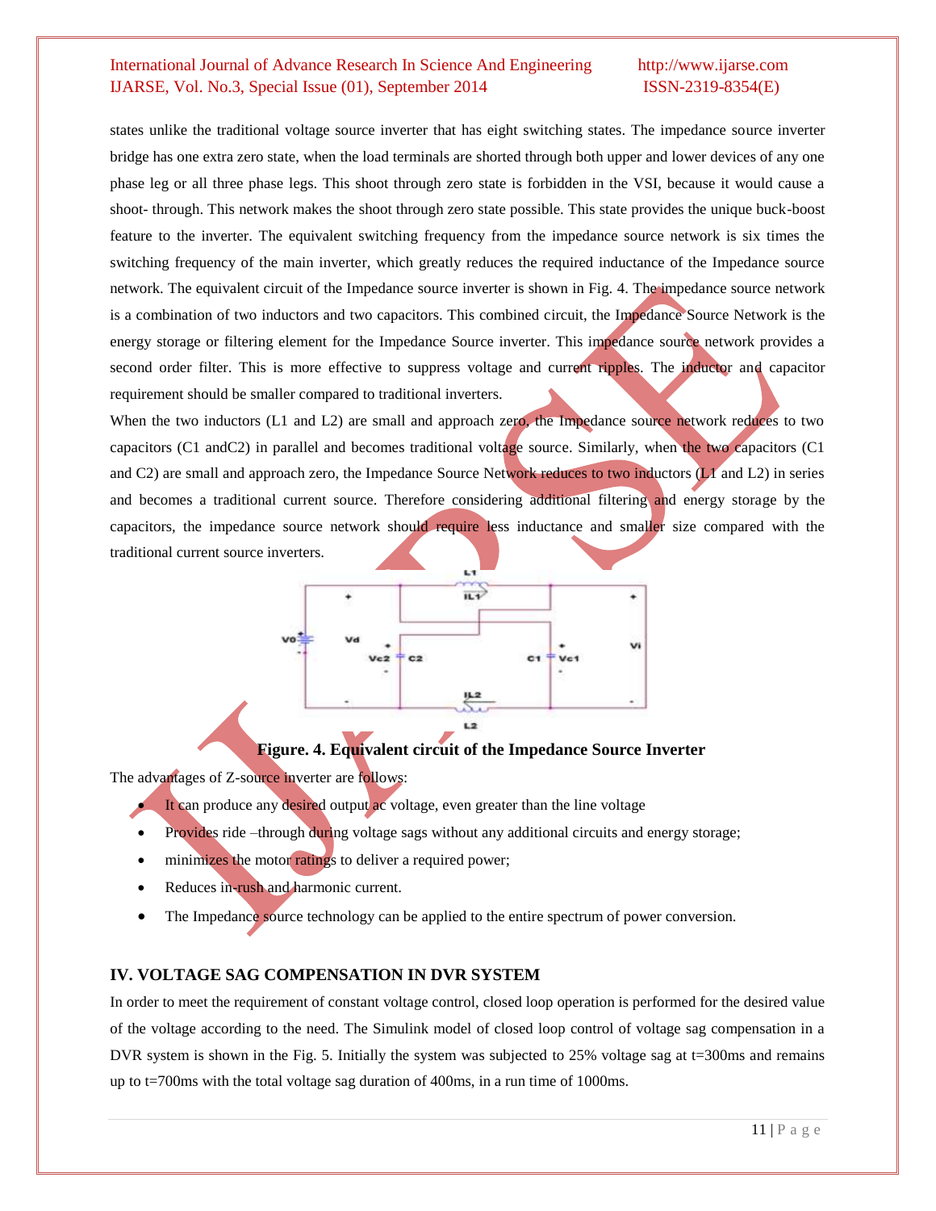states unlike the traditional voltage source inverter that has eight switching states. The impedance source inverter bridge has one extra zero state, when the load terminals are shorted through both upper and lower devices of any one phase leg or all three phase legs. This shoot through zero state is forbidden in the VSI, because it would cause a shoot- through. This network makes the shoot through zero state possible. This state provides the unique buck-boost feature to the inverter. The equivalent switching frequency from the impedance source network is six times the switching frequency of the main inverter, which greatly reduces the required inductance of the Impedance source network. The equivalent circuit of the Impedance source inverter is shown in Fig. 4. The impedance source network is a combination of two inductors and two capacitors. This combined circuit, the Impedance Source Network is the energy storage or filtering element for the Impedance Source inverter. This impedance source network provides a second order filter. This is more effective to suppress voltage and current ripples. The inductor and capacitor requirement should be smaller compared to traditional inverters.

When the two inductors (L1 and L2) are small and approach zero, the Impedance source network reduces to two capacitors (C1 andC2) in parallel and becomes traditional voltage source. Similarly, when the two capacitors (C1 and C2) are small and approach zero, the Impedance Source Network reduces to two inductors (L1 and L2) in series and becomes a traditional current source. Therefore considering additional filtering and energy storage by the capacitors, the impedance source network should require less inductance and smaller size compared with the traditional current source inverters.

**Figure. 4. Equivalent circuit of the Impedance Source Inverter**

The advantages of Z-source inverter are follows:

- It can produce any desired output ac voltage, even greater than the line voltage
- Provides ride –through during voltage sags without any additional circuits and energy storage;
- minimizes the motor ratings to deliver a required power;
- Reduces in-rush and harmonic current.
- The Impedance source technology can be applied to the entire spectrum of power conversion.

## IV. VOLTAGE SAG COMPENSATION IN DVR SYSTEM

In order to meet the requirement of constant voltage control, closed loop operation is performed for the desired value of the voltage according to the need. The Simulink model of closed loop control of voltage sag compensation in a DVR system is shown in the Fig. 5. Initially the system was subjected to 25% voltage sag at t=300ms and remains up to t=700ms with the total voltage sag duration of 400ms, in a run time of 1000ms.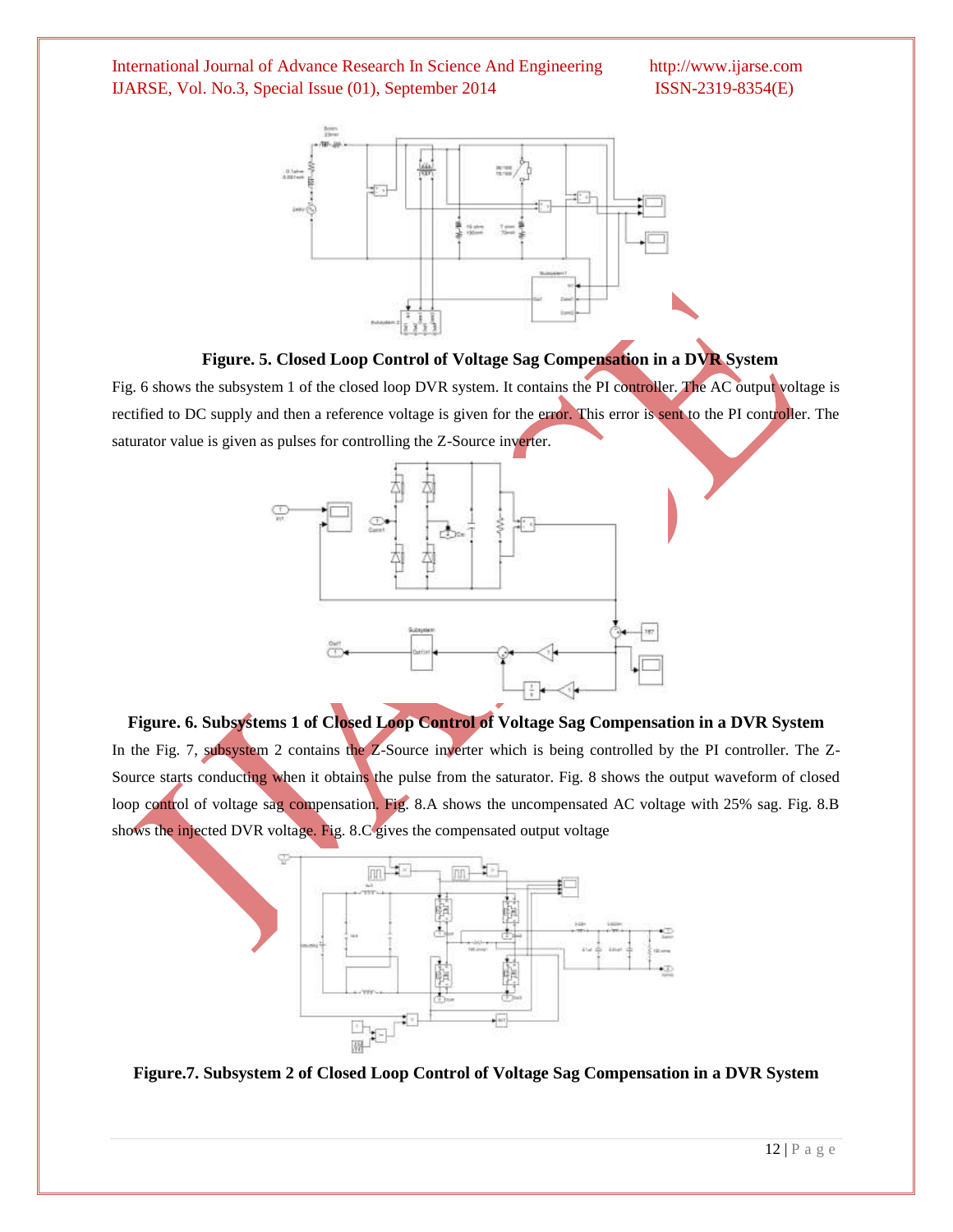**Figure. 5. Closed Loop Control of Voltage Sag Compensation in a DVR System**

Fig. 6 shows the subsystem 1 of the closed loop DVR system. It contains the PI controller. The AC output voltage is rectified to DC supply and then a reference voltage is given for the error. This error is sent to the PI controller. The saturator value is given as pulses for controlling the Z-Source inverter.

**Figure. 6. Subsystems 1 of Closed Loop Control of Voltage Sag Compensation in a DVR System**

In the Fig. 7, subsystem 2 contains the Z-Source inverter which is being controlled by the PI controller. The Z-Source starts conducting when it obtains the pulse from the saturator. Fig. 8 shows the output waveform of closed loop control of voltage sag compensation. Fig. 8.A shows the uncompensated AC voltage with 25% sag. Fig. 8.B shows the injected DVR voltage. Fig. 8.C gives the compensated output voltage

**Figure.7. Subsystem 2 of Closed Loop Control of Voltage Sag Compensation in a DVR System**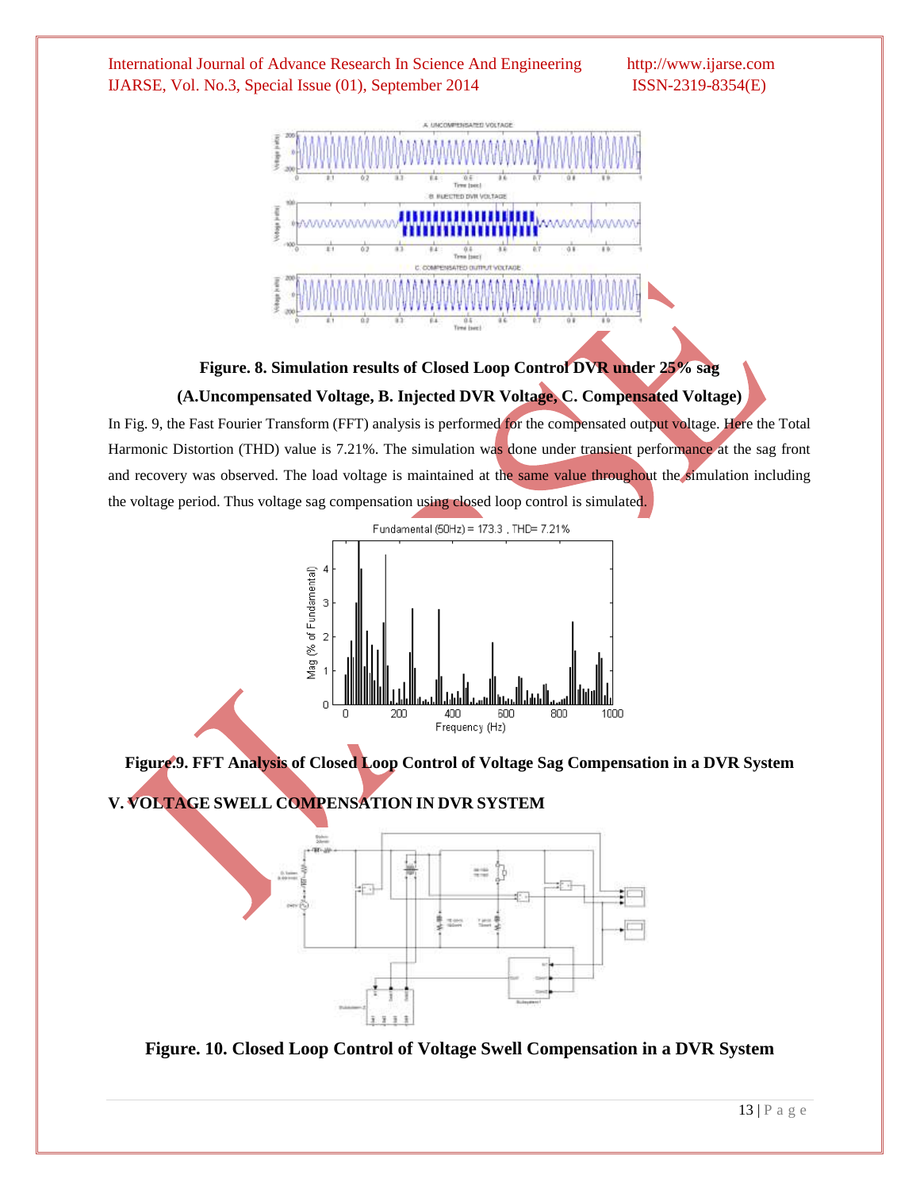Figure. 8. Simulation results of Closed Loop Control DVR under 25% sag

(A.Uncompensated Voltage, B. Injected DVR Voltage, C. Compensated Voltage)

In Fig. 9, the Fast Fourier Transform (FFT) analysis is performed for the compensated output voltage. Here the Total Harmonic Distortion (THD) value is 7.21%. The simulation was done under transient performance at the sag front and recovery was observed. The load voltage is maintained at the same value throughout the simulation including the voltage period. Thus voltage sag compensation using closed loop control is simulated.

**Figure.9. FFT Analysis of Closed Loop Control of Voltage Sag Compensation in a DVR System**

## V. VOLTAGE SWELL COMPENSATION IN DVR SYSTEM

**Figure. 10. Closed Loop Control of Voltage Swell Compensation in a DVR System**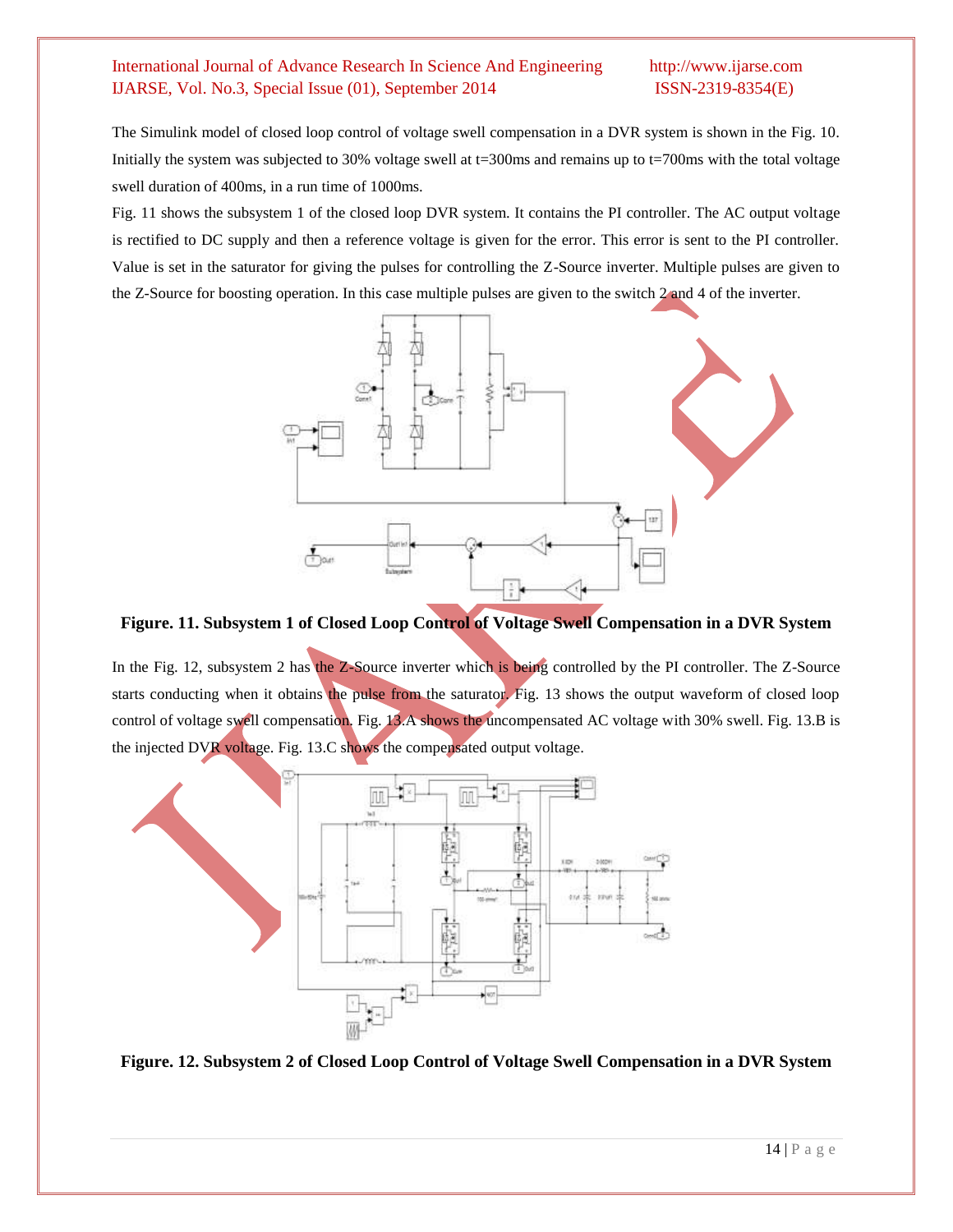The Simulink model of closed loop control of voltage swell compensation in a DVR system is shown in the Fig. 10. Initially the system was subjected to 30% voltage swell at t=300ms and remains up to t=700ms with the total voltage swell duration of 400ms, in a run time of 1000ms.

Fig. 11 shows the subsystem 1 of the closed loop DVR system. It contains the PI controller. The AC output voltage is rectified to DC supply and then a reference voltage is given for the error. This error is sent to the PI controller. Value is set in the saturator for giving the pulses for controlling the Z-Source inverter. Multiple pulses are given to the Z-Source for boosting operation. In this case multiple pulses are given to the switch 2 and 4 of the inverter.

**Figure. 11. Subsystem 1 of Closed Loop Control of Voltage Swell Compensation in a DVR System**

In the Fig. 12, subsystem 2 has the Z-Source inverter which is being controlled by the PI controller. The Z-Source starts conducting when it obtains the pulse from the saturator. Fig. 13 shows the output waveform of closed loop control of voltage swell compensation. Fig. 13.A shows the uncompensated AC voltage with 30% swell. Fig. 13.B is the injected DVR voltage. Fig. 13.C shows the compensated output voltage.

**Figure. 12. Subsystem 2 of Closed Loop Control of Voltage Swell Compensation in a DVR System**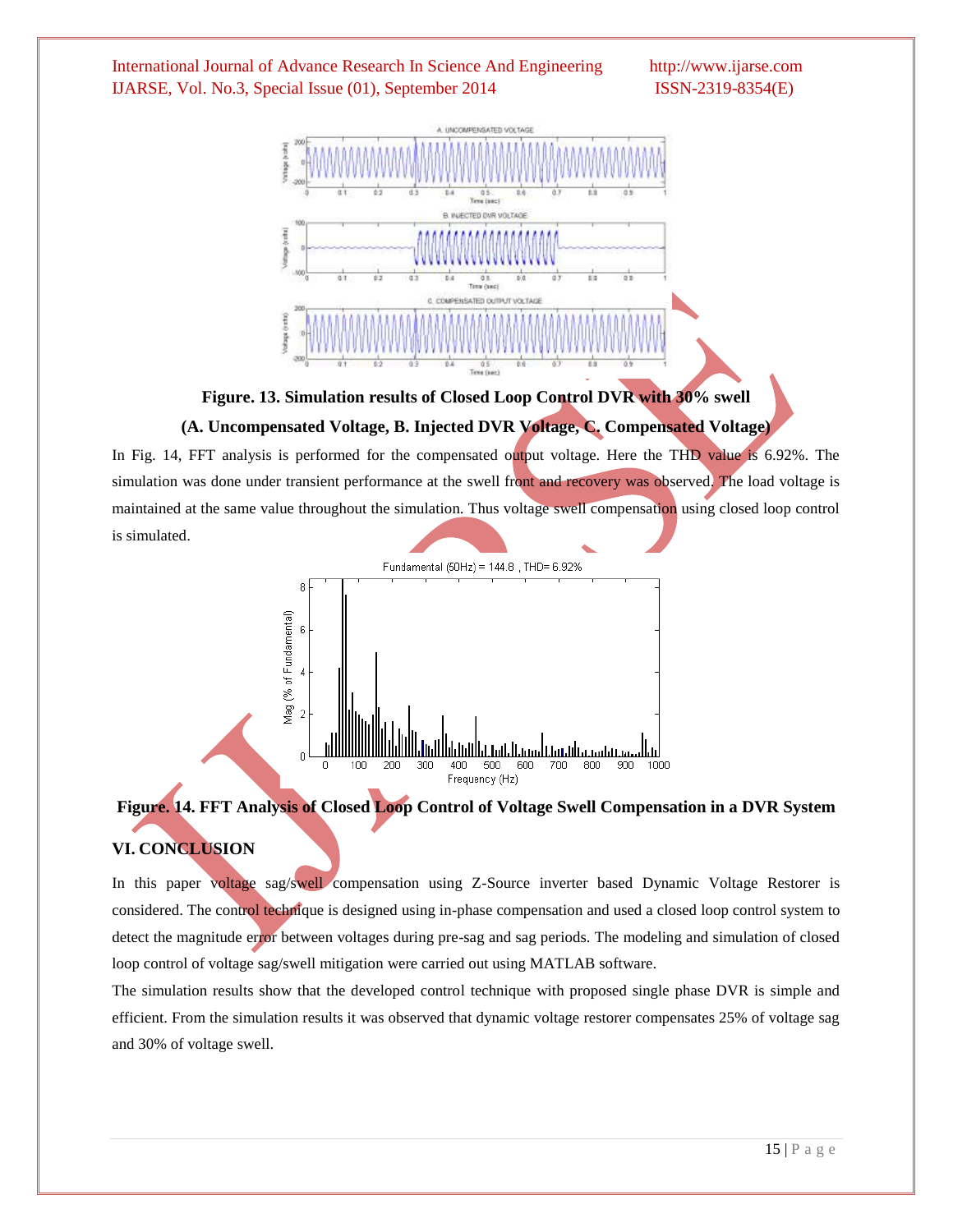**Figure. 13. Simulation results of Closed Loop Control DVR with 30% swell**

**(A. Uncompensated Voltage, B. Injected DVR Voltage, C. Compensated Voltage)**

In Fig. 14, FFT analysis is performed for the compensated output voltage. Here the THD value is 6.92%. The simulation was done under transient performance at the swell front and recovery was observed. The load voltage is maintained at the same value throughout the simulation. Thus voltage swell compensation using closed loop control is simulated.

**Figure. 14. FFT Analysis of Closed Loop Control of Voltage Swell Compensation in a DVR System**

## VI. CONCLUSION

In this paper voltage sag/swell compensation using Z-Source inverter based Dynamic Voltage Restorer is considered. The control technique is designed using in-phase compensation and used a closed loop control system to detect the magnitude error between voltages during pre-sag and sag periods. The modeling and simulation of closed loop control of voltage sag/swell mitigation were carried out using MATLAB software.

The simulation results show that the developed control technique with proposed single phase DVR is simple and efficient. From the simulation results it was observed that dynamic voltage restorer compensates 25% of voltage sag and 30% of voltage swell.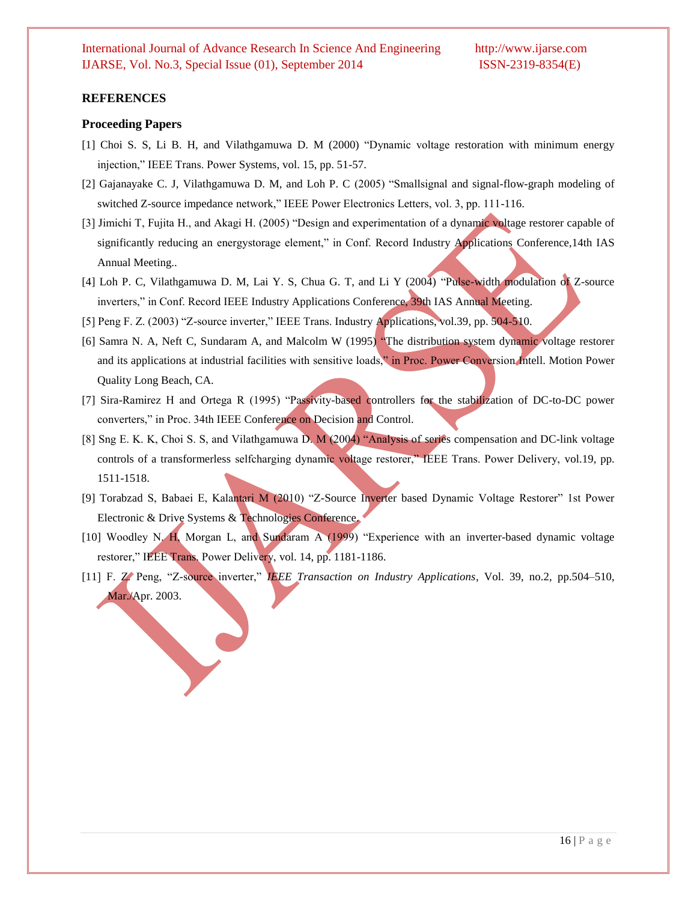## REFERENCES

### Proceeding Papers

[1] Choi S. S, Li B. H, and Vilathgamuwa D. M (2000) "Dynamic voltage restoration with minimum energy injection," IEEE Trans. Power Systems, vol. 15, pp. 51-57.

[2] Gajanayake C. J, Vilathgamuwa D. M, and Loh P. C (2005) "Smallsignal and signal-flow-graph modeling of switched Z-source impedance network," IEEE Power Electronics Letters, vol. 3, pp. 111-116.

[3] Jimichi T, Fujita H., and Akagi H. (2005) "Design and experimentation of a dynamic voltage restorer capable of significantly reducing an energystorage element," in Conf. Record Industry Applications Conference,14th IAS Annual Meeting..

[4] Loh P. C, Vilathgamuwa D. M, Lai Y. S, Chua G. T, and Li Y (2004) "Pulse-width modulation of Z-source inverters," in Conf. Record IEEE Industry Applications Conference, 39th IAS Annual Meeting.

[5] Peng F. Z. (2003) "Z-source inverter," IEEE Trans. Industry Applications, vol.39, pp. 504-510.

[6] Samra N. A, Neft C, Sundaram A, and Malcolm W (1995) "The distribution system dynamic voltage restorer and its applications at industrial facilities with sensitive loads," in Proc. Power Conversion Intell. Motion Power Quality Long Beach, CA.

[7] Sira-Ramirez H and Ortega R (1995) "Passivity-based controllers for the stabilization of DC-to-DC power converters," in Proc. 34th IEEE Conference on Decision and Control.

[8] Sng E. K. K, Choi S. S, and Vilathgamuwa D. M (2004) "Analysis of series compensation and DC-link voltage controls of a transformerless selfcharging dynamic voltage restorer," IEEE Trans. Power Delivery, vol.19, pp. 1511-1518.

[9] Torabzad S, Babaei E, Kalantari M (2010) "Z-Source Inverter based Dynamic Voltage Restorer" 1st Power Electronic & Drive Systems & Technologies Conference.

[10] Woodley N. H, Morgan L, and Sundaram A (1999) "Experience with an inverter-based dynamic voltage restorer," IEEE Trans. Power Delivery, vol. 14, pp. 1181-1186.

[11] F. Z. Peng, "Z-source inverter," *IEEE Transaction on Industry Applications*, Vol. 39, no.2, pp.504–510, Mar./Apr. 2003.